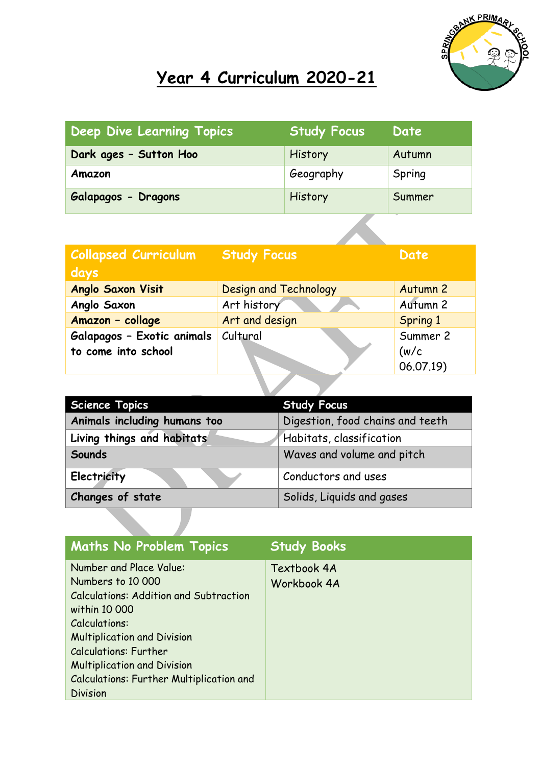# Year 4 Curriculum 2020-21

| Deep Dive Learning Topics | Study Focus | Date |
|---|---|---|
| **Dark ages – Sutton Hoo** | History | Autumn |
| **Amazon** | Geography | Spring |
| **Galapagos - Dragons** | History | Summer |

| Collapsed Curriculum days | Study Focus | Date |
|---|---|---|
| **Anglo Saxon Visit** | Design and Technology | Autumn 2 |
| **Anglo Saxon** | Art history | Autumn 2 |
| **Amazon – collage** | Art and design | Spring 1 |
| **Galapagos – Exotic animals to come into school** | Cultural | Summer 2 (w/c 06.07.19) |

| Science Topics | Study Focus |
|---|---|
| **Animals including humans too** | Digestion, food chains and teeth |
| **Living things and habitats** | Habitats, classification |
| **Sounds** | Waves and volume and pitch |
| **Electricity** | Conductors and uses |
| **Changes of state** | Solids, Liquids and gases |

| Maths No Problem Topics | Study Books |
|---|---|
| Number and Place Value: Numbers to 10 000<br>Calculations: Addition and Subtraction within 10 000<br>Calculations: Multiplication and Division<br>Calculations: Further Multiplication and Division<br>Calculations: Further Multiplication and Division | Textbook 4A<br>Workbook 4A |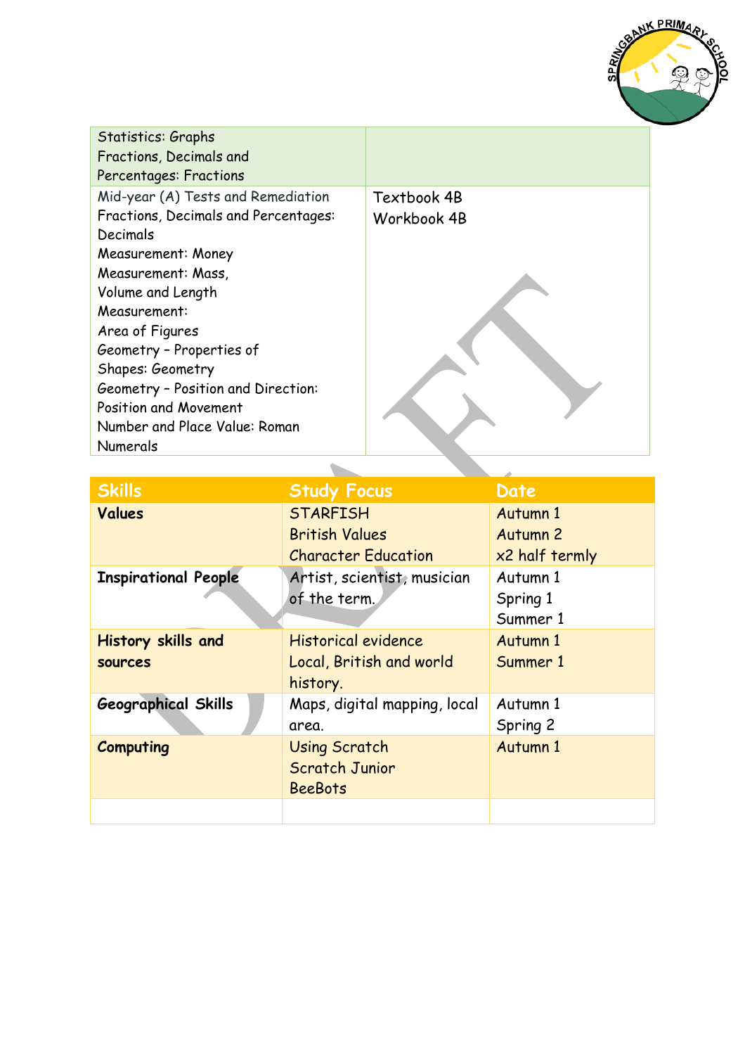| | |
|---|---|
| Statistics: Graphs<br>Fractions, Decimals and Percentages: Fractions | |
| Mid-year (A) Tests and Remediation<br>Fractions, Decimals and Percentages: Decimals<br>Measurement: Money<br>Measurement: Mass, Volume and Length<br>Measurement: Area of Figures<br>Geometry – Properties of Shapes: Geometry<br>Geometry – Position and Direction: Position and Movement<br>Number and Place Value: Roman Numerals | Textbook 4B<br>Workbook 4B |

| Skills | Study Focus | Date |
|---|---|---|
| **Values** | STARFISH<br>British Values<br>Character Education | Autumn 1<br>Autumn 2<br>x2 half termly |
| **Inspirational People** | Artist, scientist, musician of the term. | Autumn 1<br>Spring 1<br>Summer 1 |
| **History skills and sources** | Historical evidence<br>Local, British and world history. | Autumn 1<br>Summer 1 |
| **Geographical Skills** | Maps, digital mapping, local area. | Autumn 1<br>Spring 2 |
| **Computing** | Using Scratch<br>Scratch Junior<br>BeeBots | Autumn 1 |
| | | |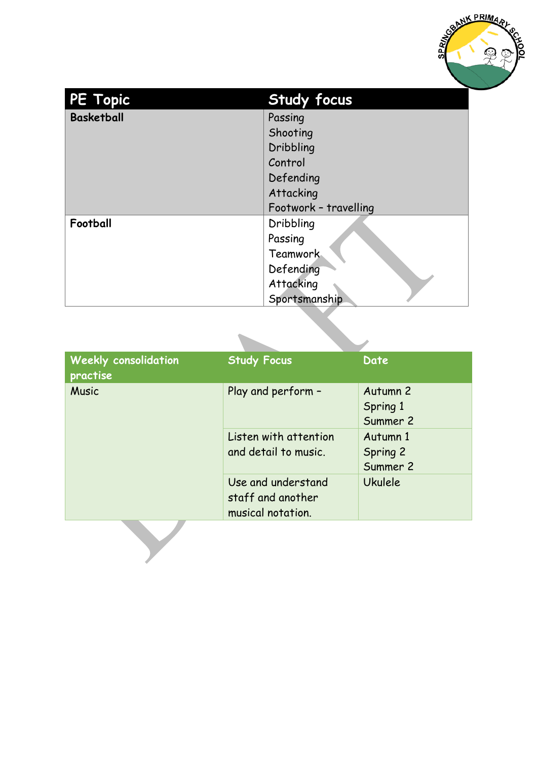| PE Topic | Study focus |
|---|---|
| **Basketball** | Passing<br>Shooting<br>Dribbling<br>Control<br>Defending<br>Attacking<br>Footwork – travelling |
| **Football** | Dribbling<br>Passing<br>Teamwork<br>Defending<br>Attacking<br>Sportsmanship |

| Weekly consolidation practise | Study Focus | Date |
|---|---|---|
| Music | Play and perform – | Autumn 2<br>Spring 1<br>Summer 2 |
| | Listen with attention and detail to music. | Autumn 1<br>Spring 2<br>Summer 2 |
| | Use and understand staff and another musical notation. | Ukulele |